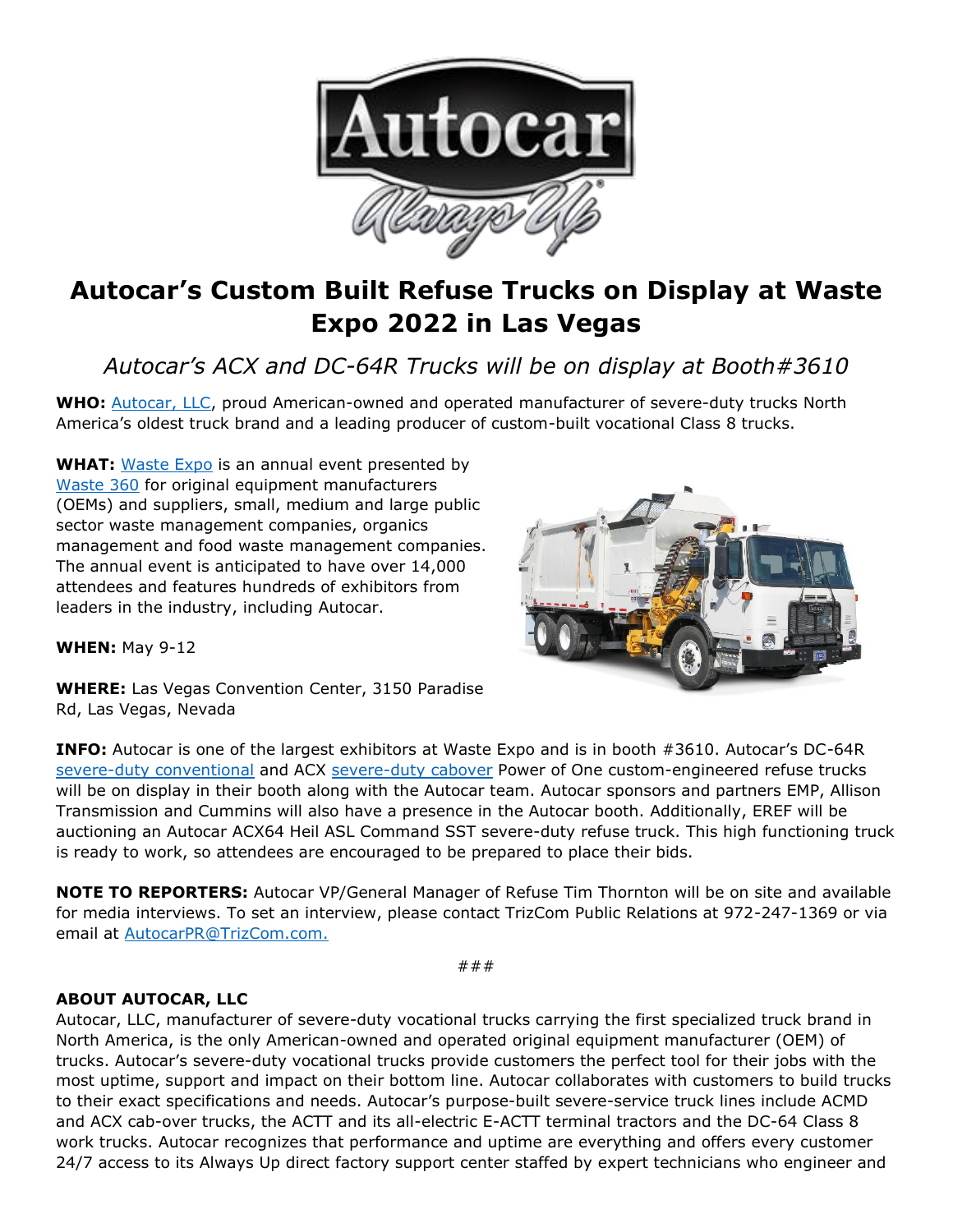# Autocar's Custom Built Refuse Trucks on Display at Waste Expo 2022 in Las Vegas

*Autocar's ACX and DC-64R Trucks will be on display at Booth#3610*

**WHO:** Autocar, LLC, proud American-owned and operated manufacturer of severe-duty trucks North America's oldest truck brand and a leading producer of custom-built vocational Class 8 trucks.

**WHAT:** Waste Expo is an annual event presented by Waste 360 for original equipment manufacturers (OEMs) and suppliers, small, medium and large public sector waste management companies, organics management and food waste management companies. The annual event is anticipated to have over 14,000 attendees and features hundreds of exhibitors from leaders in the industry, including Autocar.

**WHEN:** May 9-12

**WHERE:** Las Vegas Convention Center, 3150 Paradise Rd, Las Vegas, Nevada

**INFO:** Autocar is one of the largest exhibitors at Waste Expo and is in booth #3610. Autocar's DC-64R severe-duty conventional and ACX severe-duty cabover Power of One custom-engineered refuse trucks will be on display in their booth along with the Autocar team. Autocar sponsors and partners EMP, Allison Transmission and Cummins will also have a presence in the Autocar booth. Additionally, EREF will be auctioning an Autocar ACX64 Heil ASL Command SST severe-duty refuse truck. This high functioning truck is ready to work, so attendees are encouraged to be prepared to place their bids.

**NOTE TO REPORTERS:** Autocar VP/General Manager of Refuse Tim Thornton will be on site and available for media interviews. To set an interview, please contact TrizCom Public Relations at 972-247-1369 or via email at AutocarPR@TrizCom.com.

###

**ABOUT AUTOCAR, LLC**

Autocar, LLC, manufacturer of severe-duty vocational trucks carrying the first specialized truck brand in North America, is the only American-owned and operated original equipment manufacturer (OEM) of trucks. Autocar's severe-duty vocational trucks provide customers the perfect tool for their jobs with the most uptime, support and impact on their bottom line. Autocar collaborates with customers to build trucks to their exact specifications and needs. Autocar's purpose-built severe-service truck lines include ACMD and ACX cab-over trucks, the ACTT and its all-electric E-ACTT terminal tractors and the DC-64 Class 8 work trucks. Autocar recognizes that performance and uptime are everything and offers every customer 24/7 access to its Always Up direct factory support center staffed by expert technicians who engineer and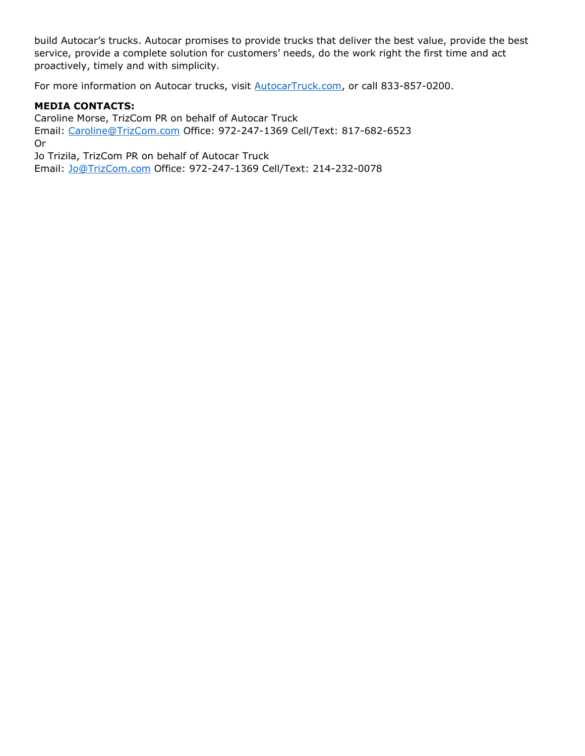build Autocar's trucks. Autocar promises to provide trucks that deliver the best value, provide the best service, provide a complete solution for customers' needs, do the work right the first time and act proactively, timely and with simplicity.

For more information on Autocar trucks, visit AutocarTruck.com, or call 833-857-0200.

**MEDIA CONTACTS:**
Caroline Morse, TrizCom PR on behalf of Autocar Truck
Email: Caroline@TrizCom.com Office: 972-247-1369 Cell/Text: 817-682-6523
Or
Jo Trizila, TrizCom PR on behalf of Autocar Truck
Email: Jo@TrizCom.com Office: 972-247-1369 Cell/Text: 214-232-0078